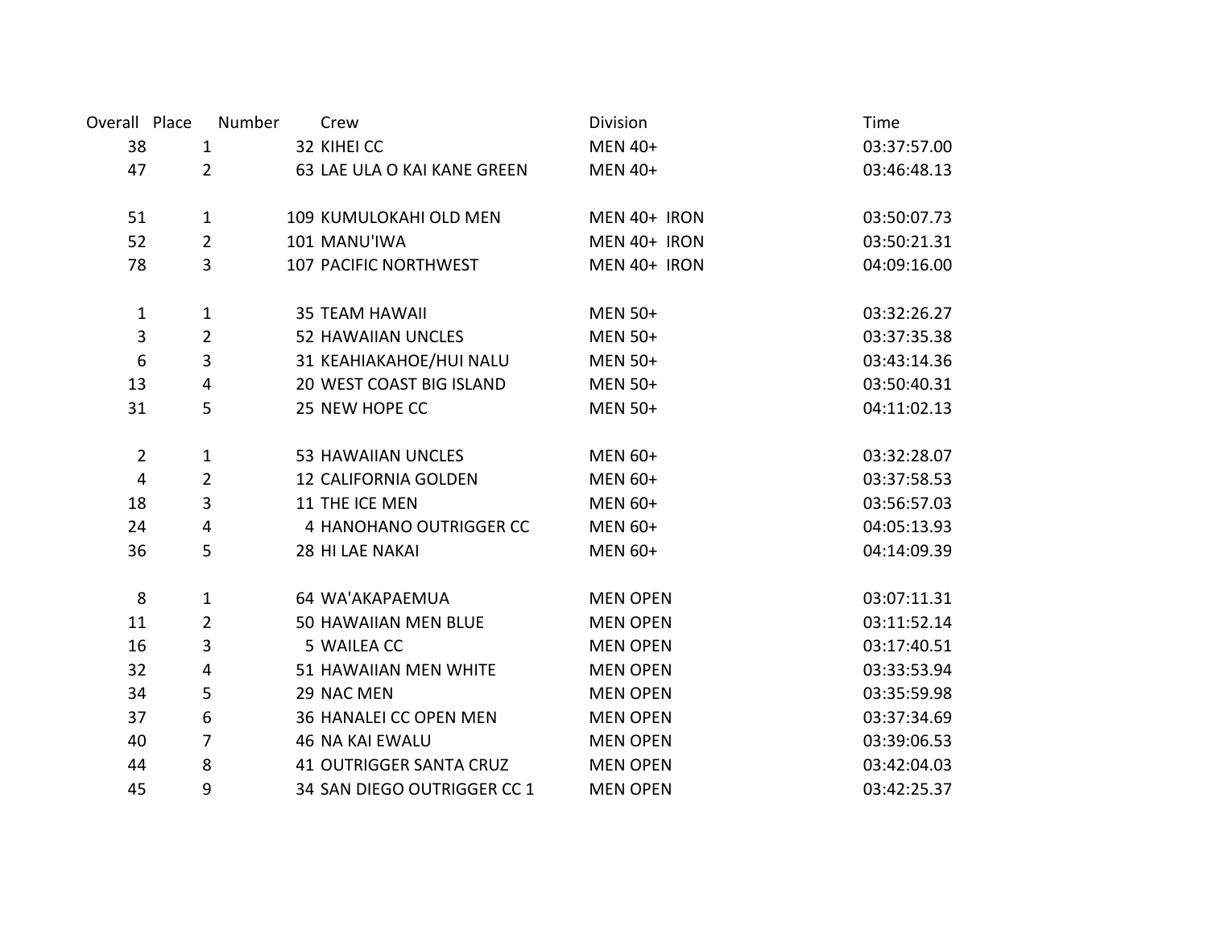| Overall | Place | Number | Crew | Division | Time |
|---|---|---|---|---|---|
| 38 | 1 | 32 | KIHEI CC | MEN 40+ | 03:37:57.00 |
| 47 | 2 | 63 | LAE ULA O KAI KANE GREEN | MEN 40+ | 03:46:48.13 |
| | | | | | |
| 51 | 1 | 109 | KUMULOKAHI OLD MEN | MEN 40+ IRON | 03:50:07.73 |
| 52 | 2 | 101 | MANU'IWA | MEN 40+ IRON | 03:50:21.31 |
| 78 | 3 | 107 | PACIFIC NORTHWEST | MEN 40+ IRON | 04:09:16.00 |
| | | | | | |
| 1 | 1 | 35 | TEAM HAWAII | MEN 50+ | 03:32:26.27 |
| 3 | 2 | 52 | HAWAIIAN UNCLES | MEN 50+ | 03:37:35.38 |
| 6 | 3 | 31 | KEAHIAKAHOE/HUI NALU | MEN 50+ | 03:43:14.36 |
| 13 | 4 | 20 | WEST COAST BIG ISLAND | MEN 50+ | 03:50:40.31 |
| 31 | 5 | 25 | NEW HOPE CC | MEN 50+ | 04:11:02.13 |
| | | | | | |
| 2 | 1 | 53 | HAWAIIAN UNCLES | MEN 60+ | 03:32:28.07 |
| 4 | 2 | 12 | CALIFORNIA GOLDEN | MEN 60+ | 03:37:58.53 |
| 18 | 3 | 11 | THE ICE MEN | MEN 60+ | 03:56:57.03 |
| 24 | 4 | 4 | HANOHANO OUTRIGGER CC | MEN 60+ | 04:05:13.93 |
| 36 | 5 | 28 | HI LAE NAKAI | MEN 60+ | 04:14:09.39 |
| | | | | | |
| 8 | 1 | 64 | WA'AKAPAEMUA | MEN OPEN | 03:07:11.31 |
| 11 | 2 | 50 | HAWAIIAN MEN BLUE | MEN OPEN | 03:11:52.14 |
| 16 | 3 | 5 | WAILEA CC | MEN OPEN | 03:17:40.51 |
| 32 | 4 | 51 | HAWAIIAN MEN WHITE | MEN OPEN | 03:33:53.94 |
| 34 | 5 | 29 | NAC MEN | MEN OPEN | 03:35:59.98 |
| 37 | 6 | 36 | HANALEI CC OPEN MEN | MEN OPEN | 03:37:34.69 |
| 40 | 7 | 46 | NA KAI EWALU | MEN OPEN | 03:39:06.53 |
| 44 | 8 | 41 | OUTRIGGER SANTA CRUZ | MEN OPEN | 03:42:04.03 |
| 45 | 9 | 34 | SAN DIEGO OUTRIGGER CC 1 | MEN OPEN | 03:42:25.37 |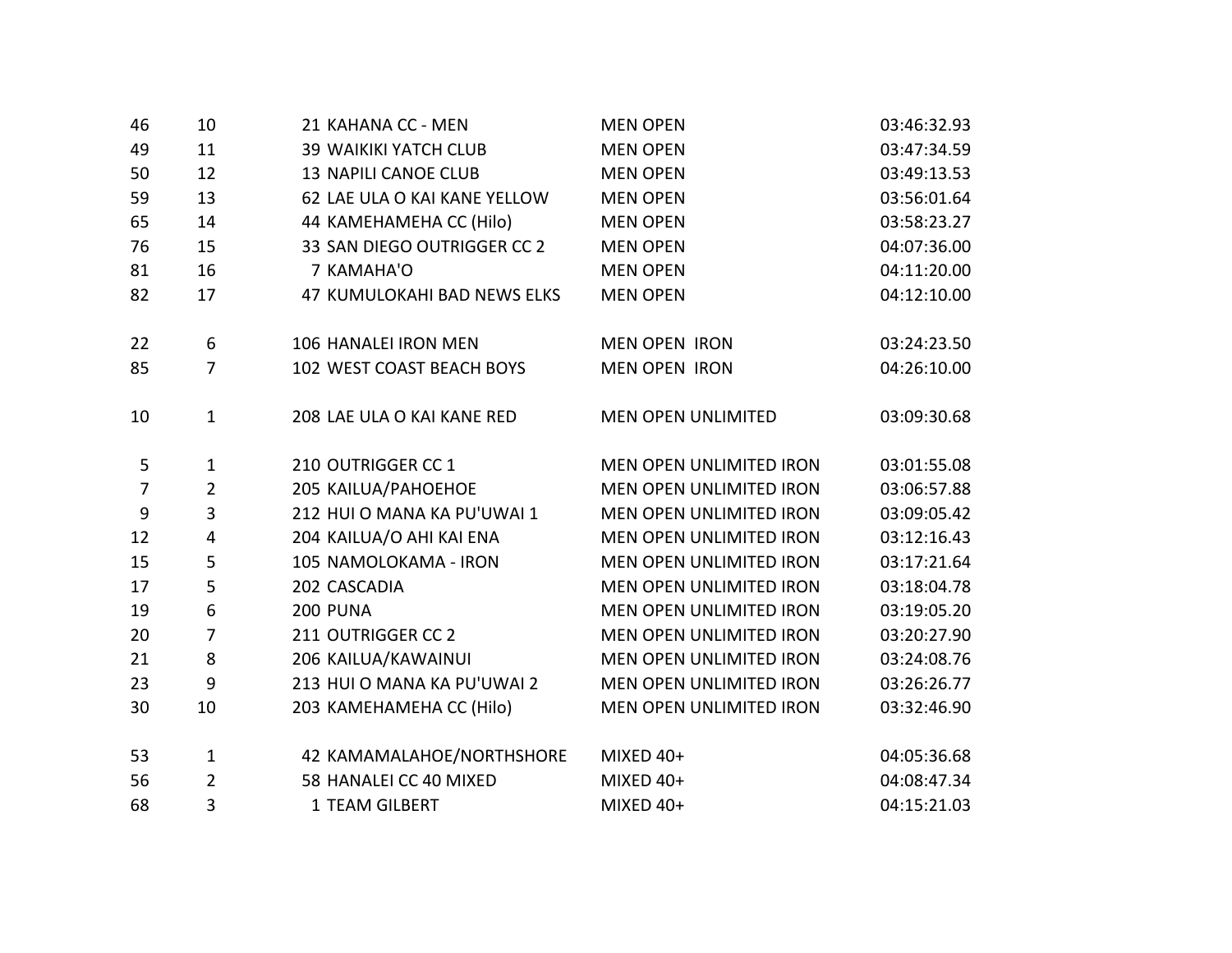| | | | | |
|---|---|---|---|---|
| 46 | 10 | 21 KAHANA CC - MEN | MEN OPEN | 03:46:32.93 |
| 49 | 11 | 39 WAIKIKI YATCH CLUB | MEN OPEN | 03:47:34.59 |
| 50 | 12 | 13 NAPILI CANOE CLUB | MEN OPEN | 03:49:13.53 |
| 59 | 13 | 62 LAE ULA O KAI KANE YELLOW | MEN OPEN | 03:56:01.64 |
| 65 | 14 | 44 KAMEHAMEHA CC (Hilo) | MEN OPEN | 03:58:23.27 |
| 76 | 15 | 33 SAN DIEGO OUTRIGGER CC 2 | MEN OPEN | 04:07:36.00 |
| 81 | 16 | 7 KAMAHA'O | MEN OPEN | 04:11:20.00 |
| 82 | 17 | 47 KUMULOKAHI BAD NEWS ELKS | MEN OPEN | 04:12:10.00 |
| | | | | |
| 22 | 6 | 106 HANALEI IRON MEN | MEN OPEN IRON | 03:24:23.50 |
| 85 | 7 | 102 WEST COAST BEACH BOYS | MEN OPEN IRON | 04:26:10.00 |
| | | | | |
| 10 | 1 | 208 LAE ULA O KAI KANE RED | MEN OPEN UNLIMITED | 03:09:30.68 |
| | | | | |
| 5 | 1 | 210 OUTRIGGER CC 1 | MEN OPEN UNLIMITED IRON | 03:01:55.08 |
| 7 | 2 | 205 KAILUA/PAHOEHOE | MEN OPEN UNLIMITED IRON | 03:06:57.88 |
| 9 | 3 | 212 HUI O MANA KA PU'UWAI 1 | MEN OPEN UNLIMITED IRON | 03:09:05.42 |
| 12 | 4 | 204 KAILUA/O AHI KAI ENA | MEN OPEN UNLIMITED IRON | 03:12:16.43 |
| 15 | 5 | 105 NAMOLOKAMA - IRON | MEN OPEN UNLIMITED IRON | 03:17:21.64 |
| 17 | 5 | 202 CASCADIA | MEN OPEN UNLIMITED IRON | 03:18:04.78 |
| 19 | 6 | 200 PUNA | MEN OPEN UNLIMITED IRON | 03:19:05.20 |
| 20 | 7 | 211 OUTRIGGER CC 2 | MEN OPEN UNLIMITED IRON | 03:20:27.90 |
| 21 | 8 | 206 KAILUA/KAWAINUI | MEN OPEN UNLIMITED IRON | 03:24:08.76 |
| 23 | 9 | 213 HUI O MANA KA PU'UWAI 2 | MEN OPEN UNLIMITED IRON | 03:26:26.77 |
| 30 | 10 | 203 KAMEHAMEHA CC (Hilo) | MEN OPEN UNLIMITED IRON | 03:32:46.90 |
| | | | | |
| 53 | 1 | 42 KAMAMALAHOE/NORTHSHORE | MIXED 40+ | 04:05:36.68 |
| 56 | 2 | 58 HANALEI CC 40 MIXED | MIXED 40+ | 04:08:47.34 |
| 68 | 3 | 1 TEAM GILBERT | MIXED 40+ | 04:15:21.03 |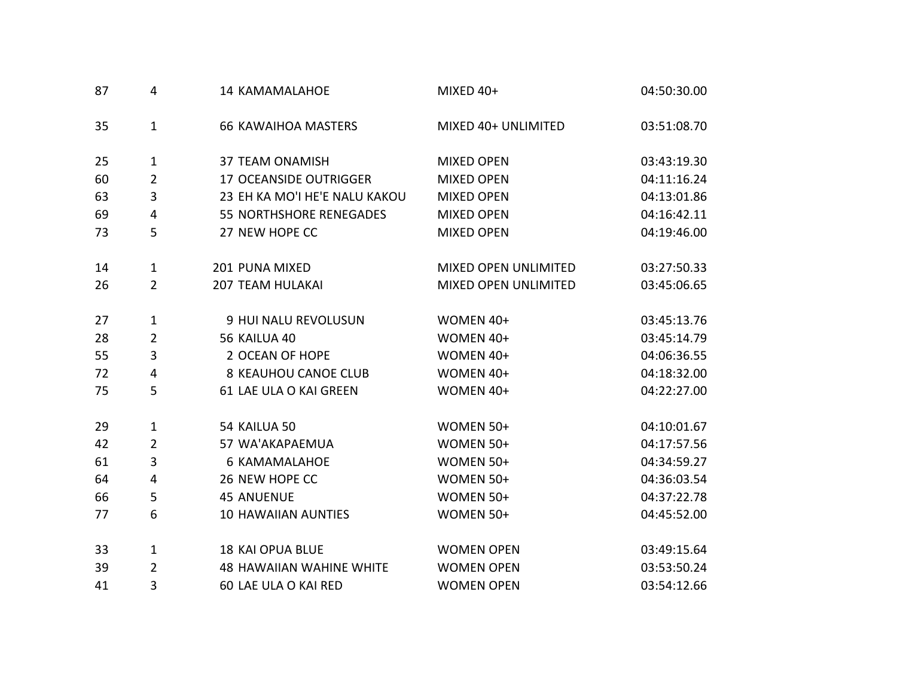| | | | | |
|---|---|---|---|---|
| 87 | 4 | 14 KAMAMALAHOE | MIXED 40+ | 04:50:30.00 |
| | | | | |
| 35 | 1 | 66 KAWAIHOA MASTERS | MIXED 40+ UNLIMITED | 03:51:08.70 |
| | | | | |
| 25 | 1 | 37 TEAM ONAMISH | MIXED OPEN | 03:43:19.30 |
| 60 | 2 | 17 OCEANSIDE OUTRIGGER | MIXED OPEN | 04:11:16.24 |
| 63 | 3 | 23 EH KA MO'I HE'E NALU KAKOU | MIXED OPEN | 04:13:01.86 |
| 69 | 4 | 55 NORTHSHORE RENEGADES | MIXED OPEN | 04:16:42.11 |
| 73 | 5 | 27 NEW HOPE CC | MIXED OPEN | 04:19:46.00 |
| | | | | |
| 14 | 1 | 201 PUNA MIXED | MIXED OPEN UNLIMITED | 03:27:50.33 |
| 26 | 2 | 207 TEAM HULAKAI | MIXED OPEN UNLIMITED | 03:45:06.65 |
| | | | | |
| 27 | 1 | 9 HUI NALU REVOLUSUN | WOMEN 40+ | 03:45:13.76 |
| 28 | 2 | 56 KAILUA 40 | WOMEN 40+ | 03:45:14.79 |
| 55 | 3 | 2 OCEAN OF HOPE | WOMEN 40+ | 04:06:36.55 |
| 72 | 4 | 8 KEAUHOU CANOE CLUB | WOMEN 40+ | 04:18:32.00 |
| 75 | 5 | 61 LAE ULA O KAI GREEN | WOMEN 40+ | 04:22:27.00 |
| | | | | |
| 29 | 1 | 54 KAILUA 50 | WOMEN 50+ | 04:10:01.67 |
| 42 | 2 | 57 WA'AKAPAEMUA | WOMEN 50+ | 04:17:57.56 |
| 61 | 3 | 6 KAMAMALAHOE | WOMEN 50+ | 04:34:59.27 |
| 64 | 4 | 26 NEW HOPE CC | WOMEN 50+ | 04:36:03.54 |
| 66 | 5 | 45 ANUENUE | WOMEN 50+ | 04:37:22.78 |
| 77 | 6 | 10 HAWAIIAN AUNTIES | WOMEN 50+ | 04:45:52.00 |
| | | | | |
| 33 | 1 | 18 KAI OPUA BLUE | WOMEN OPEN | 03:49:15.64 |
| 39 | 2 | 48 HAWAIIAN WAHINE WHITE | WOMEN OPEN | 03:53:50.24 |
| 41 | 3 | 60 LAE ULA O KAI RED | WOMEN OPEN | 03:54:12.66 |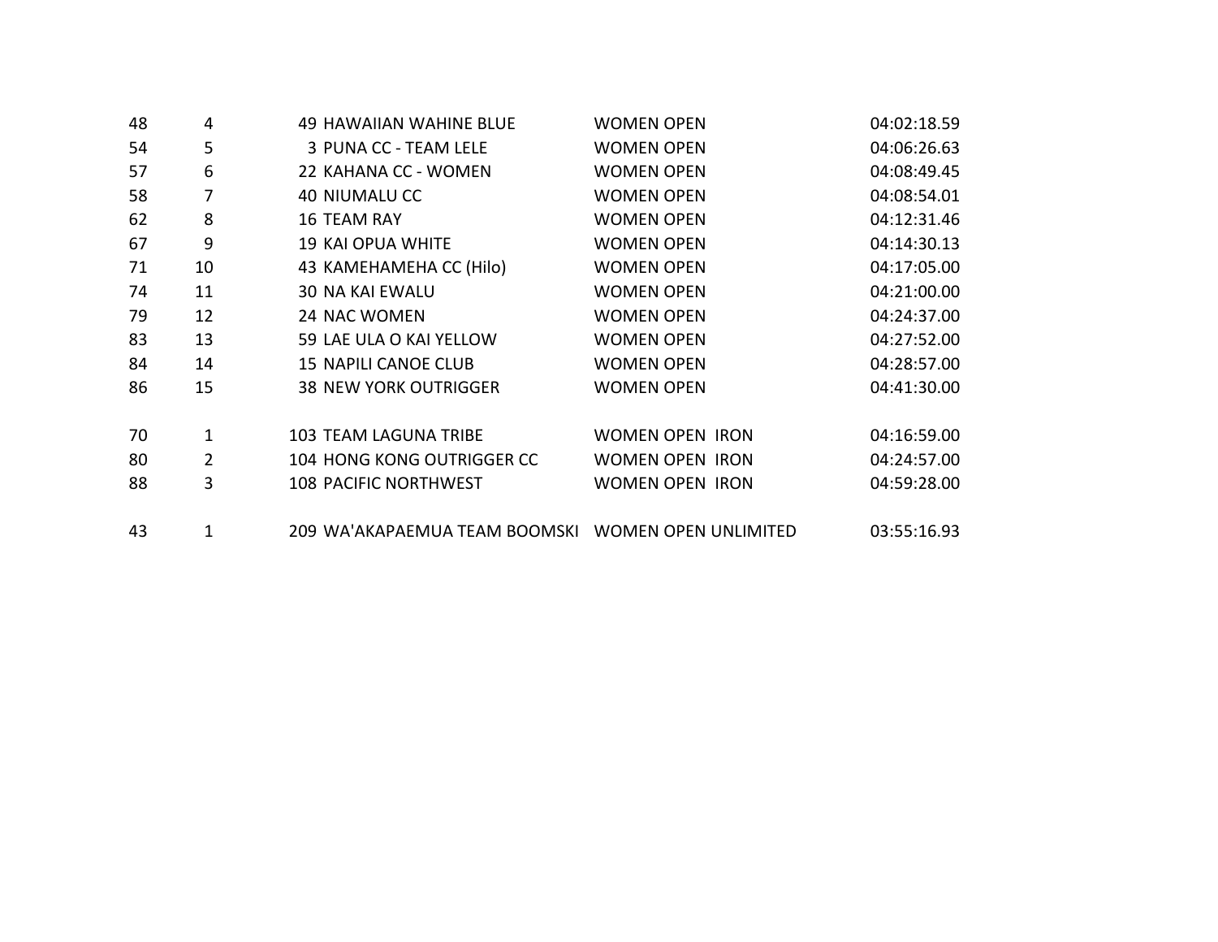| | | | | | |
|---|---|---|---|---|---|
| 48 | 4 | 49 | HAWAIIAN WAHINE BLUE | WOMEN OPEN | 04:02:18.59 |
| 54 | 5 | 3 | PUNA CC - TEAM LELE | WOMEN OPEN | 04:06:26.63 |
| 57 | 6 | 22 | KAHANA CC - WOMEN | WOMEN OPEN | 04:08:49.45 |
| 58 | 7 | 40 | NIUMALU CC | WOMEN OPEN | 04:08:54.01 |
| 62 | 8 | 16 | TEAM RAY | WOMEN OPEN | 04:12:31.46 |
| 67 | 9 | 19 | KAI OPUA WHITE | WOMEN OPEN | 04:14:30.13 |
| 71 | 10 | 43 | KAMEHAMEHA CC (Hilo) | WOMEN OPEN | 04:17:05.00 |
| 74 | 11 | 30 | NA KAI EWALU | WOMEN OPEN | 04:21:00.00 |
| 79 | 12 | 24 | NAC WOMEN | WOMEN OPEN | 04:24:37.00 |
| 83 | 13 | 59 | LAE ULA O KAI YELLOW | WOMEN OPEN | 04:27:52.00 |
| 84 | 14 | 15 | NAPILI CANOE CLUB | WOMEN OPEN | 04:28:57.00 |
| 86 | 15 | 38 | NEW YORK OUTRIGGER | WOMEN OPEN | 04:41:30.00 |
| | | | | | |
| 70 | 1 | 103 | TEAM LAGUNA TRIBE | WOMEN OPEN IRON | 04:16:59.00 |
| 80 | 2 | 104 | HONG KONG OUTRIGGER CC | WOMEN OPEN IRON | 04:24:57.00 |
| 88 | 3 | 108 | PACIFIC NORTHWEST | WOMEN OPEN IRON | 04:59:28.00 |
| | | | | | |
| 43 | 1 | 209 | WA'AKAPAEMUA TEAM BOOMSKI | WOMEN OPEN UNLIMITED | 03:55:16.93 |